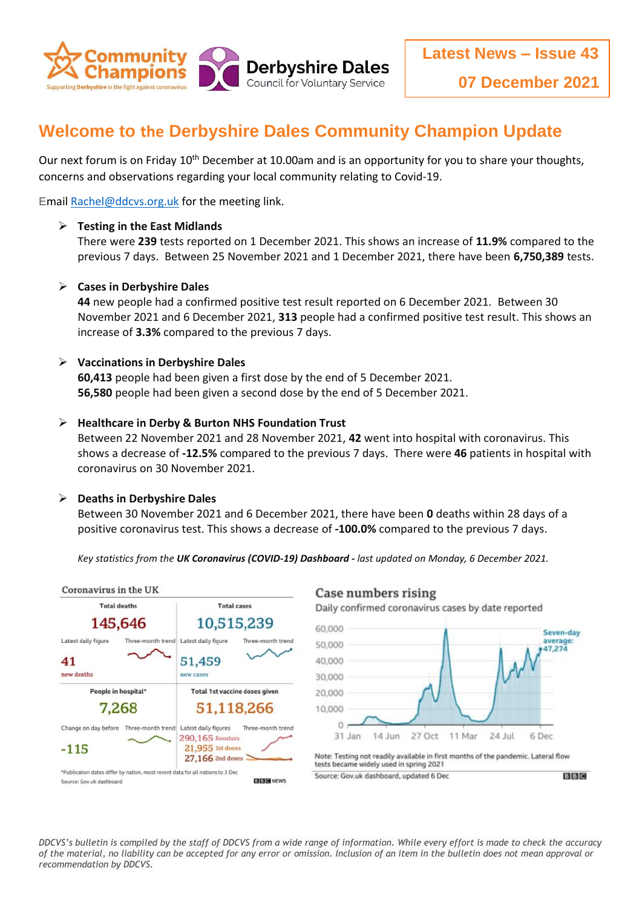**Latest News – Issue 43**

**07 December 2021**

# Welcome to the Derbyshire Dales Community Champion Update

Our next forum is on Friday 10th December at 10.00am and is an opportunity for you to share your thoughts, concerns and observations regarding your local community relating to Covid-19.

Email Rachel@ddcvs.org.uk for the meeting link.

- **Testing in the East Midlands**
  There were **239** tests reported on 1 December 2021. This shows an increase of **11.9%** compared to the previous 7 days. Between 25 November 2021 and 1 December 2021, there have been **6,750,389** tests.

- **Cases in Derbyshire Dales**
  **44** new people had a confirmed positive test result reported on 6 December 2021. Between 30 November 2021 and 6 December 2021, **313** people had a confirmed positive test result. This shows an increase of **3.3%** compared to the previous 7 days.

- **Vaccinations in Derbyshire Dales**
  **60,413** people had been given a first dose by the end of 5 December 2021.
  **56,580** people had been given a second dose by the end of 5 December 2021.

- **Healthcare in Derby & Burton NHS Foundation Trust**
  Between 22 November 2021 and 28 November 2021, **42** went into hospital with coronavirus. This shows a decrease of **-12.5%** compared to the previous 7 days. There were **46** patients in hospital with coronavirus on 30 November 2021.

- **Deaths in Derbyshire Dales**
  Between 30 November 2021 and 6 December 2021, there have been **0** deaths within 28 days of a positive coronavirus test. This shows a decrease of **-100.0%** compared to the previous 7 days.

*Key statistics from the **UK Coronavirus (COVID-19) Dashboard** - last updated on Monday, 6 December 2021.*

**Coronavirus in the UK**

| Total deaths | Total cases |
|---|---|
| 145,646 | 10,515,239 |
| Latest daily figure: 41 new deaths | Latest daily figure: 51,459 new cases |

| People in hospital* | Total 1st vaccine doses given |
|---|---|
| 7,268 | 51,118,266 |
| Change on day before: -115 | Latest daily figures: 290,165 Boosters; 21,955 1st doses; 27,166 2nd doses |

*Publication dates differ by nation, most recent data for all nations to 3 Dec

Source: Gov.uk dashboard

**Case numbers rising**

Daily confirmed coronavirus cases by date reported

Seven-day average: 47,274

Note: Testing not readily available in first months of the pandemic. Lateral flow tests became widely used in spring 2021

Source: Gov.uk dashboard, updated 6 Dec

*DDCVS's bulletin is compiled by the staff of DDCVS from a wide range of information. While every effort is made to check the accuracy of the material, no liability can be accepted for any error or omission. Inclusion of an item in the bulletin does not mean approval or recommendation by DDCVS.*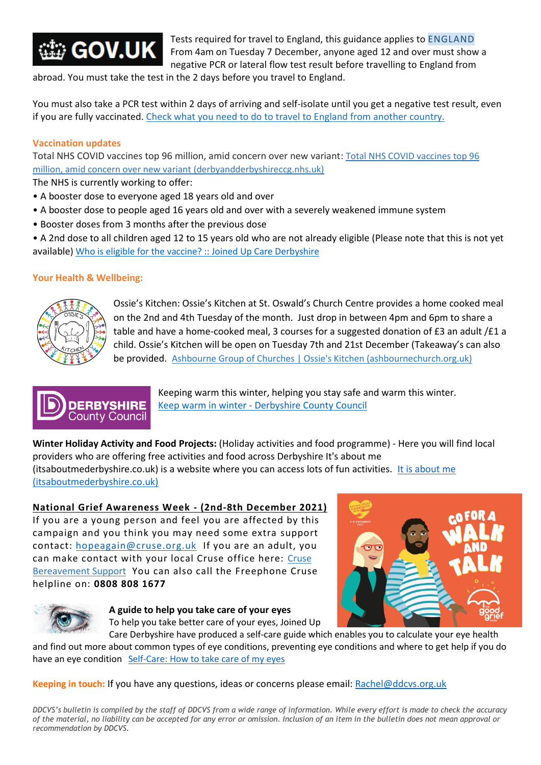Tests required for travel to England, this guidance applies to ENGLAND
From 4am on Tuesday 7 December, anyone aged 12 and over must show a negative PCR or lateral flow test result before travelling to England from abroad. You must take the test in the 2 days before you travel to England.

You must also take a PCR test within 2 days of arriving and self-isolate until you get a negative test result, even if you are fully vaccinated. Check what you need to do to travel to England from another country.

## Vaccination updates

Total NHS COVID vaccines top 96 million, amid concern over new variant: Total NHS COVID vaccines top 96 million, amid concern over new variant (derbyandderbyshireccg.nhs.uk)

The NHS is currently working to offer:

- A booster dose to everyone aged 18 years old and over
- A booster dose to people aged 16 years old and over with a severely weakened immune system
- Booster doses from 3 months after the previous dose
- A 2nd dose to all children aged 12 to 15 years old who are not already eligible (Please note that this is not yet available) Who is eligible for the vaccine? :: Joined Up Care Derbyshire

## Your Health & Wellbeing:

Ossie's Kitchen: Ossie's Kitchen at St. Oswald's Church Centre provides a home cooked meal on the 2nd and 4th Tuesday of the month. Just drop in between 4pm and 6pm to share a table and have a home-cooked meal, 3 courses for a suggested donation of £3 an adult /£1 a child. Ossie's Kitchen will be open on Tuesday 7th and 21st December (Takeaway's can also be provided. Ashbourne Group of Churches | Ossie's Kitchen (ashbournechurch.org.uk)

Keeping warm this winter, helping you stay safe and warm this winter. Keep warm in winter - Derbyshire County Council

**Winter Holiday Activity and Food Projects:** (Holiday activities and food programme) - Here you will find local providers who are offering free activities and food across Derbyshire It's about me (itsaboutmederbyshire.co.uk) is a website where you can access lots of fun activities. It is about me (itsaboutmederbyshire.co.uk)

**National Grief Awareness Week - (2nd-8th December 2021)**

If you are a young person and feel you are affected by this campaign and you think you may need some extra support contact: hopeagain@cruse.org.uk If you are an adult, you can make contact with your local Cruse office here: Cruse Bereavement Support You can also call the Freephone Cruse helpline on: **0808 808 1677**

**A guide to help you take care of your eyes**

To help you take better care of your eyes, Joined Up Care Derbyshire have produced a self-care guide which enables you to calculate your eye health and find out more about common types of eye conditions, preventing eye conditions and where to get help if you do have an eye condition Self-Care: How to take care of my eyes

**Keeping in touch:** If you have any questions, ideas or concerns please email: Rachel@ddcvs.org.uk

*DDCVS's bulletin is compiled by the staff of DDCVS from a wide range of information. While every effort is made to check the accuracy of the material, no liability can be accepted for any error or omission. Inclusion of an item in the bulletin does not mean approval or recommendation by DDCVS.*